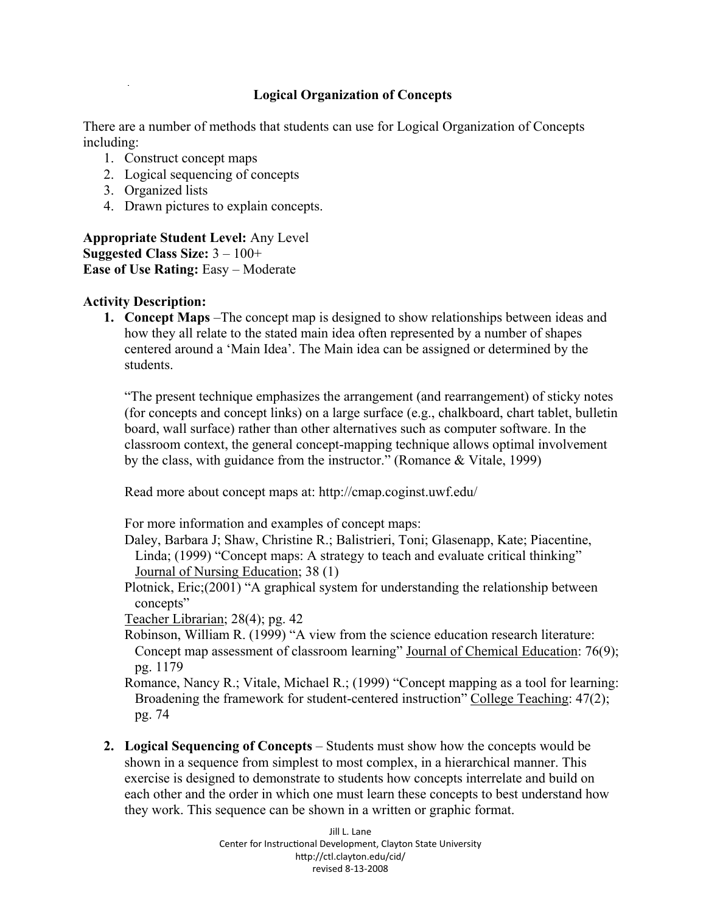# Logical Organization of Concepts

There are a number of methods that students can use for Logical Organization of Concepts including:

1. Construct concept maps
2. Logical sequencing of concepts
3. Organized lists
4. Drawn pictures to explain concepts.

**Appropriate Student Level:** Any Level
**Suggested Class Size:** 3 – 100+
**Ease of Use Rating:** Easy – Moderate

**Activity Description:**

1. **Concept Maps** –The concept map is designed to show relationships between ideas and how they all relate to the stated main idea often represented by a number of shapes centered around a 'Main Idea'. The Main idea can be assigned or determined by the students.

   "The present technique emphasizes the arrangement (and rearrangement) of sticky notes (for concepts and concept links) on a large surface (e.g., chalkboard, chart tablet, bulletin board, wall surface) rather than other alternatives such as computer software. In the classroom context, the general concept-mapping technique allows optimal involvement by the class, with guidance from the instructor." (Romance & Vitale, 1999)

   Read more about concept maps at: http://cmap.coginst.uwf.edu/

   For more information and examples of concept maps:

   Daley, Barbara J; Shaw, Christine R.; Balistrieri, Toni; Glasenapp, Kate; Piacentine, Linda; (1999) "Concept maps: A strategy to teach and evaluate critical thinking" Journal of Nursing Education; 38 (1)

   Plotnick, Eric;(2001) "A graphical system for understanding the relationship between concepts"
   Teacher Librarian; 28(4); pg. 42

   Robinson, William R. (1999) "A view from the science education research literature: Concept map assessment of classroom learning" Journal of Chemical Education: 76(9); pg. 1179

   Romance, Nancy R.; Vitale, Michael R.; (1999) "Concept mapping as a tool for learning: Broadening the framework for student-centered instruction" College Teaching: 47(2); pg. 74

2. **Logical Sequencing of Concepts** – Students must show how the concepts would be shown in a sequence from simplest to most complex, in a hierarchical manner. This exercise is designed to demonstrate to students how concepts interrelate and build on each other and the order in which one must learn these concepts to best understand how they work. This sequence can be shown in a written or graphic format.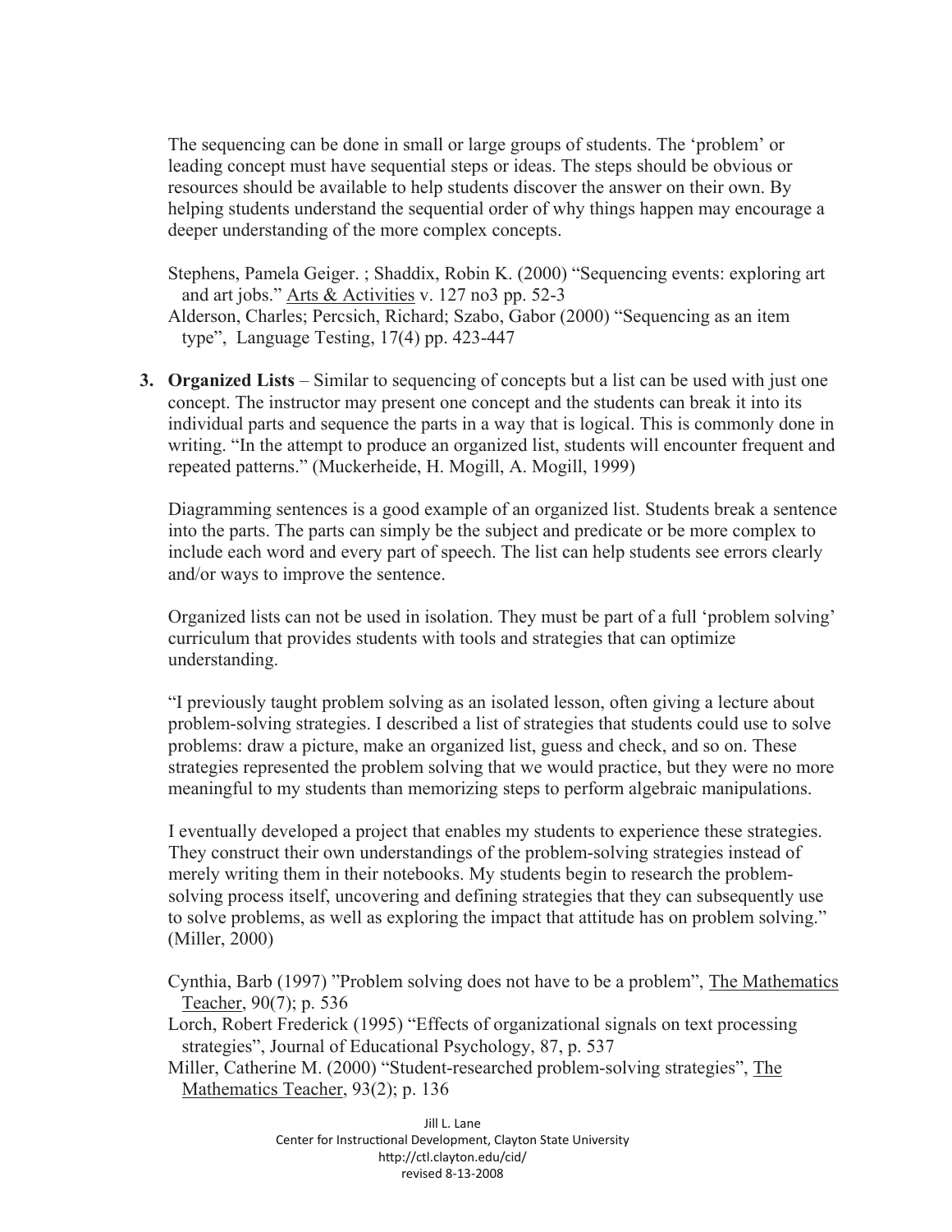The sequencing can be done in small or large groups of students. The 'problem' or leading concept must have sequential steps or ideas. The steps should be obvious or resources should be available to help students discover the answer on their own. By helping students understand the sequential order of why things happen may encourage a deeper understanding of the more complex concepts.

Stephens, Pamela Geiger. ; Shaddix, Robin K. (2000) "Sequencing events: exploring art and art jobs." Arts & Activities v. 127 no3 pp. 52-3

Alderson, Charles; Percsich, Richard; Szabo, Gabor (2000) "Sequencing as an item type", Language Testing, 17(4) pp. 423-447

3. **Organized Lists** – Similar to sequencing of concepts but a list can be used with just one concept. The instructor may present one concept and the students can break it into its individual parts and sequence the parts in a way that is logical. This is commonly done in writing. "In the attempt to produce an organized list, students will encounter frequent and repeated patterns." (Muckerheide, H. Mogill, A. Mogill, 1999)

   Diagramming sentences is a good example of an organized list. Students break a sentence into the parts. The parts can simply be the subject and predicate or be more complex to include each word and every part of speech. The list can help students see errors clearly and/or ways to improve the sentence.

   Organized lists can not be used in isolation. They must be part of a full 'problem solving' curriculum that provides students with tools and strategies that can optimize understanding.

   "I previously taught problem solving as an isolated lesson, often giving a lecture about problem-solving strategies. I described a list of strategies that students could use to solve problems: draw a picture, make an organized list, guess and check, and so on. These strategies represented the problem solving that we would practice, but they were no more meaningful to my students than memorizing steps to perform algebraic manipulations.

   I eventually developed a project that enables my students to experience these strategies. They construct their own understandings of the problem-solving strategies instead of merely writing them in their notebooks. My students begin to research the problem-solving process itself, uncovering and defining strategies that they can subsequently use to solve problems, as well as exploring the impact that attitude has on problem solving." (Miller, 2000)

   Cynthia, Barb (1997) "Problem solving does not have to be a problem", The Mathematics Teacher, 90(7); p. 536

   Lorch, Robert Frederick (1995) "Effects of organizational signals on text processing strategies", Journal of Educational Psychology, 87, p. 537

   Miller, Catherine M. (2000) "Student-researched problem-solving strategies", The Mathematics Teacher, 93(2); p. 136

Jill L. Lane
Center for Instructional Development, Clayton State University
http://ctl.clayton.edu/cid/
revised 8-13-2008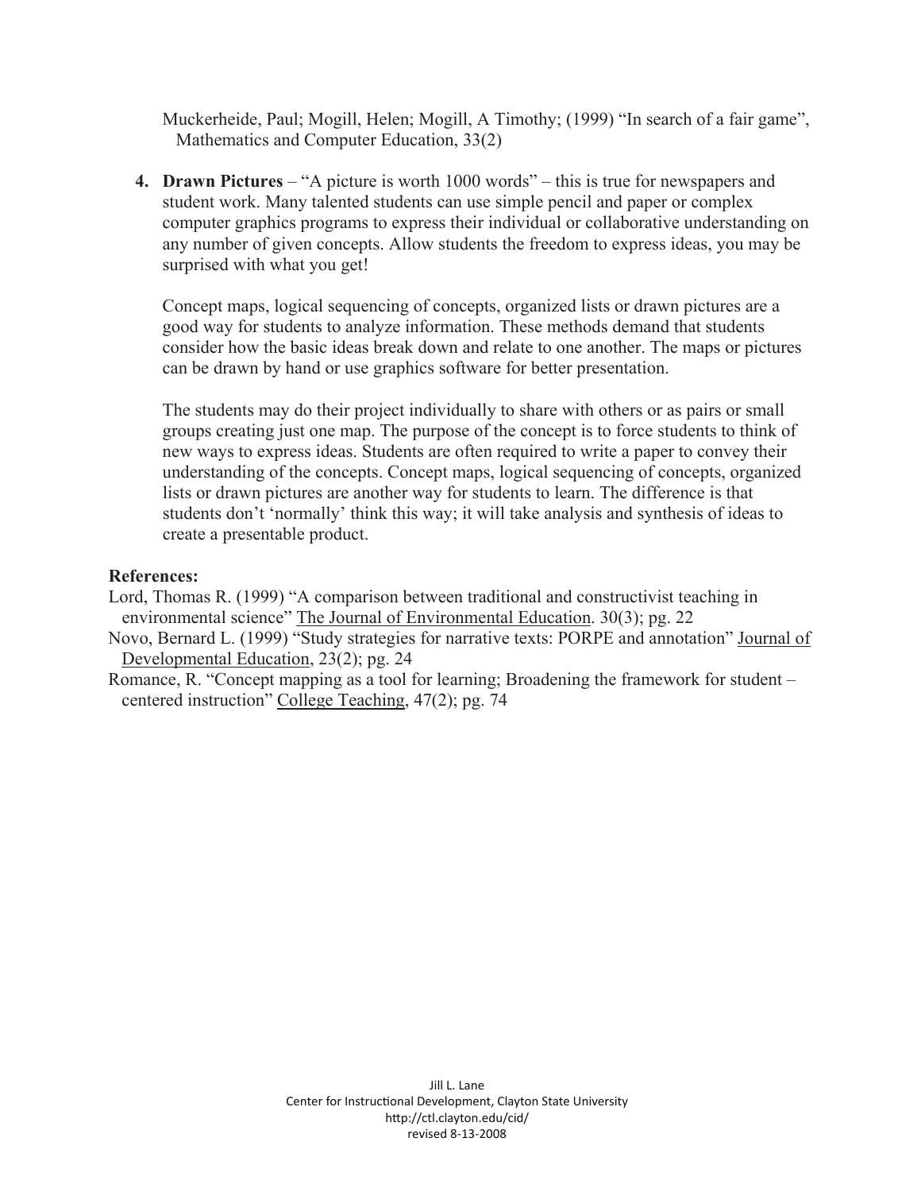Muckerheide, Paul; Mogill, Helen; Mogill, A Timothy; (1999) "In search of a fair game", Mathematics and Computer Education, 33(2)

4. **Drawn Pictures** – "A picture is worth 1000 words" – this is true for newspapers and student work. Many talented students can use simple pencil and paper or complex computer graphics programs to express their individual or collaborative understanding on any number of given concepts. Allow students the freedom to express ideas, you may be surprised with what you get!

   Concept maps, logical sequencing of concepts, organized lists or drawn pictures are a good way for students to analyze information. These methods demand that students consider how the basic ideas break down and relate to one another. The maps or pictures can be drawn by hand or use graphics software for better presentation.

   The students may do their project individually to share with others or as pairs or small groups creating just one map. The purpose of the concept is to force students to think of new ways to express ideas. Students are often required to write a paper to convey their understanding of the concepts. Concept maps, logical sequencing of concepts, organized lists or drawn pictures are another way for students to learn. The difference is that students don't 'normally' think this way; it will take analysis and synthesis of ideas to create a presentable product.

**References:**

Lord, Thomas R. (1999) "A comparison between traditional and constructivist teaching in environmental science" The Journal of Environmental Education. 30(3); pg. 22

Novo, Bernard L. (1999) "Study strategies for narrative texts: PORPE and annotation" Journal of Developmental Education, 23(2); pg. 24

Romance, R. "Concept mapping as a tool for learning; Broadening the framework for student – centered instruction" College Teaching, 47(2); pg. 74